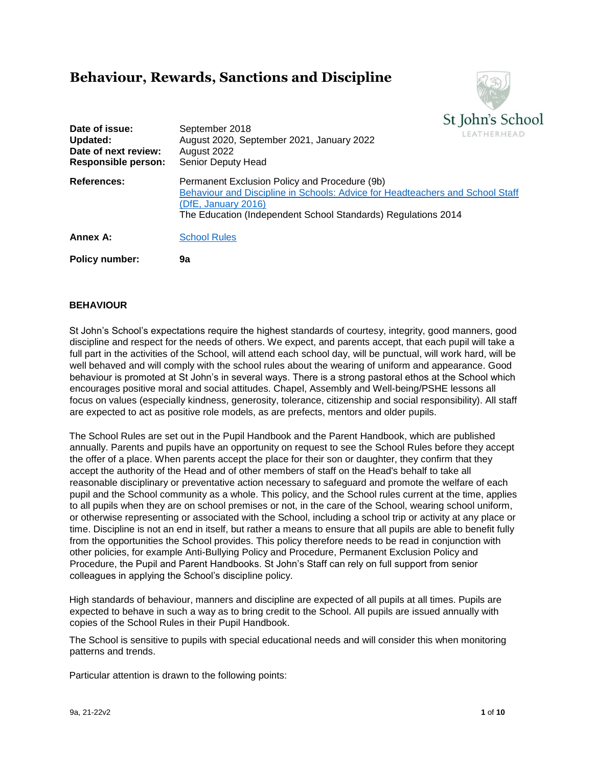# Behaviour, Rewards, Sanctions and Discipline

St John's School LEATHERHEAD

| | |
|---|---|
| **Date of issue:** | September 2018 |
| **Updated:** | August 2020, September 2021, January 2022 |
| **Date of next review:** | August 2022 |
| **Responsible person:** | Senior Deputy Head |
| **References:** | Permanent Exclusion Policy and Procedure (9b)<br>Behaviour and Discipline in Schools: Advice for Headteachers and School Staff (DfE, January 2016)<br>The Education (Independent School Standards) Regulations 2014 |
| **Annex A:** | School Rules |
| **Policy number:** | **9a** |

## BEHAVIOUR

St John's School's expectations require the highest standards of courtesy, integrity, good manners, good discipline and respect for the needs of others. We expect, and parents accept, that each pupil will take a full part in the activities of the School, will attend each school day, will be punctual, will work hard, will be well behaved and will comply with the school rules about the wearing of uniform and appearance. Good behaviour is promoted at St John's in several ways. There is a strong pastoral ethos at the School which encourages positive moral and social attitudes. Chapel, Assembly and Well-being/PSHE lessons all focus on values (especially kindness, generosity, tolerance, citizenship and social responsibility). All staff are expected to act as positive role models, as are prefects, mentors and older pupils.

The School Rules are set out in the Pupil Handbook and the Parent Handbook, which are published annually. Parents and pupils have an opportunity on request to see the School Rules before they accept the offer of a place. When parents accept the place for their son or daughter, they confirm that they accept the authority of the Head and of other members of staff on the Head's behalf to take all reasonable disciplinary or preventative action necessary to safeguard and promote the welfare of each pupil and the School community as a whole. This policy, and the School rules current at the time, applies to all pupils when they are on school premises or not, in the care of the School, wearing school uniform, or otherwise representing or associated with the School, including a school trip or activity at any place or time. Discipline is not an end in itself, but rather a means to ensure that all pupils are able to benefit fully from the opportunities the School provides. This policy therefore needs to be read in conjunction with other policies, for example Anti-Bullying Policy and Procedure, Permanent Exclusion Policy and Procedure, the Pupil and Parent Handbooks. St John's Staff can rely on full support from senior colleagues in applying the School's discipline policy.

High standards of behaviour, manners and discipline are expected of all pupils at all times. Pupils are expected to behave in such a way as to bring credit to the School. All pupils are issued annually with copies of the School Rules in their Pupil Handbook.

The School is sensitive to pupils with special educational needs and will consider this when monitoring patterns and trends.

Particular attention is drawn to the following points: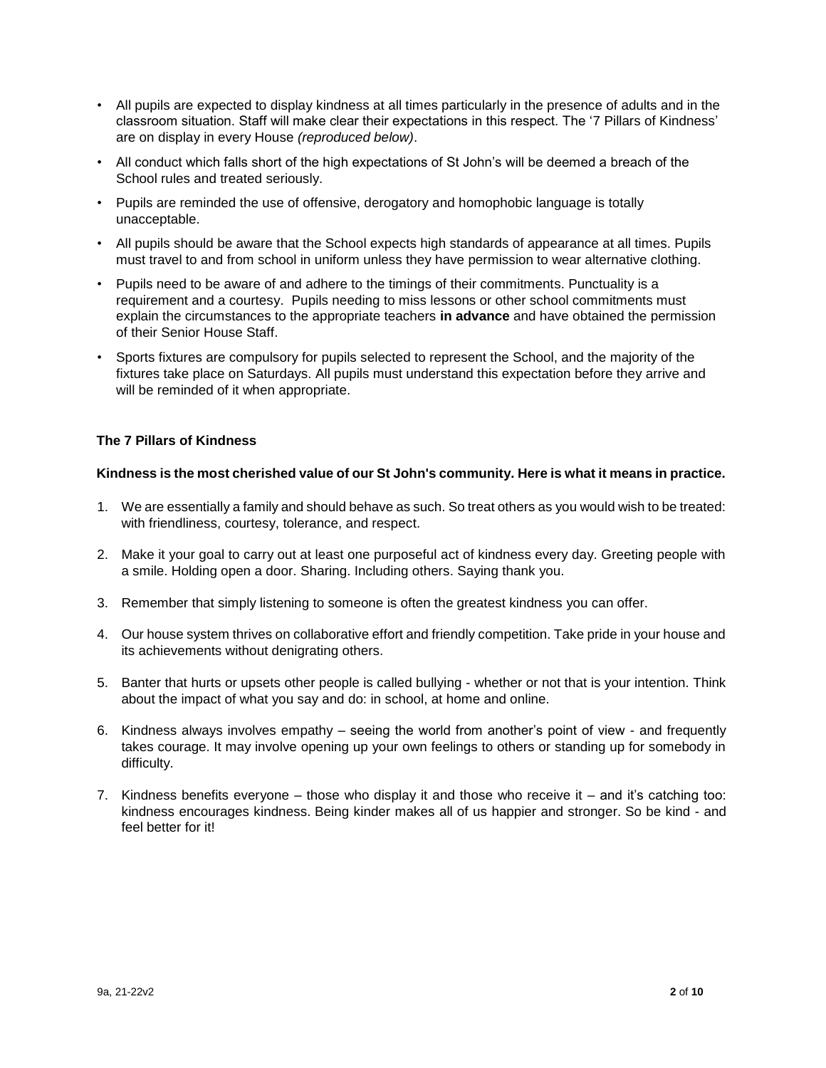- All pupils are expected to display kindness at all times particularly in the presence of adults and in the classroom situation. Staff will make clear their expectations in this respect. The '7 Pillars of Kindness' are on display in every House *(reproduced below)*.
- All conduct which falls short of the high expectations of St John's will be deemed a breach of the School rules and treated seriously.
- Pupils are reminded the use of offensive, derogatory and homophobic language is totally unacceptable.
- All pupils should be aware that the School expects high standards of appearance at all times. Pupils must travel to and from school in uniform unless they have permission to wear alternative clothing.
- Pupils need to be aware of and adhere to the timings of their commitments. Punctuality is a requirement and a courtesy. Pupils needing to miss lessons or other school commitments must explain the circumstances to the appropriate teachers **in advance** and have obtained the permission of their Senior House Staff.
- Sports fixtures are compulsory for pupils selected to represent the School, and the majority of the fixtures take place on Saturdays. All pupils must understand this expectation before they arrive and will be reminded of it when appropriate.

**The 7 Pillars of Kindness**

**Kindness is the most cherished value of our St John's community. Here is what it means in practice.**

1. We are essentially a family and should behave as such. So treat others as you would wish to be treated: with friendliness, courtesy, tolerance, and respect.
2. Make it your goal to carry out at least one purposeful act of kindness every day. Greeting people with a smile. Holding open a door. Sharing. Including others. Saying thank you.
3. Remember that simply listening to someone is often the greatest kindness you can offer.
4. Our house system thrives on collaborative effort and friendly competition. Take pride in your house and its achievements without denigrating others.
5. Banter that hurts or upsets other people is called bullying - whether or not that is your intention. Think about the impact of what you say and do: in school, at home and online.
6. Kindness always involves empathy – seeing the world from another's point of view - and frequently takes courage. It may involve opening up your own feelings to others or standing up for somebody in difficulty.
7. Kindness benefits everyone – those who display it and those who receive it – and it's catching too: kindness encourages kindness. Being kinder makes all of us happier and stronger. So be kind - and feel better for it!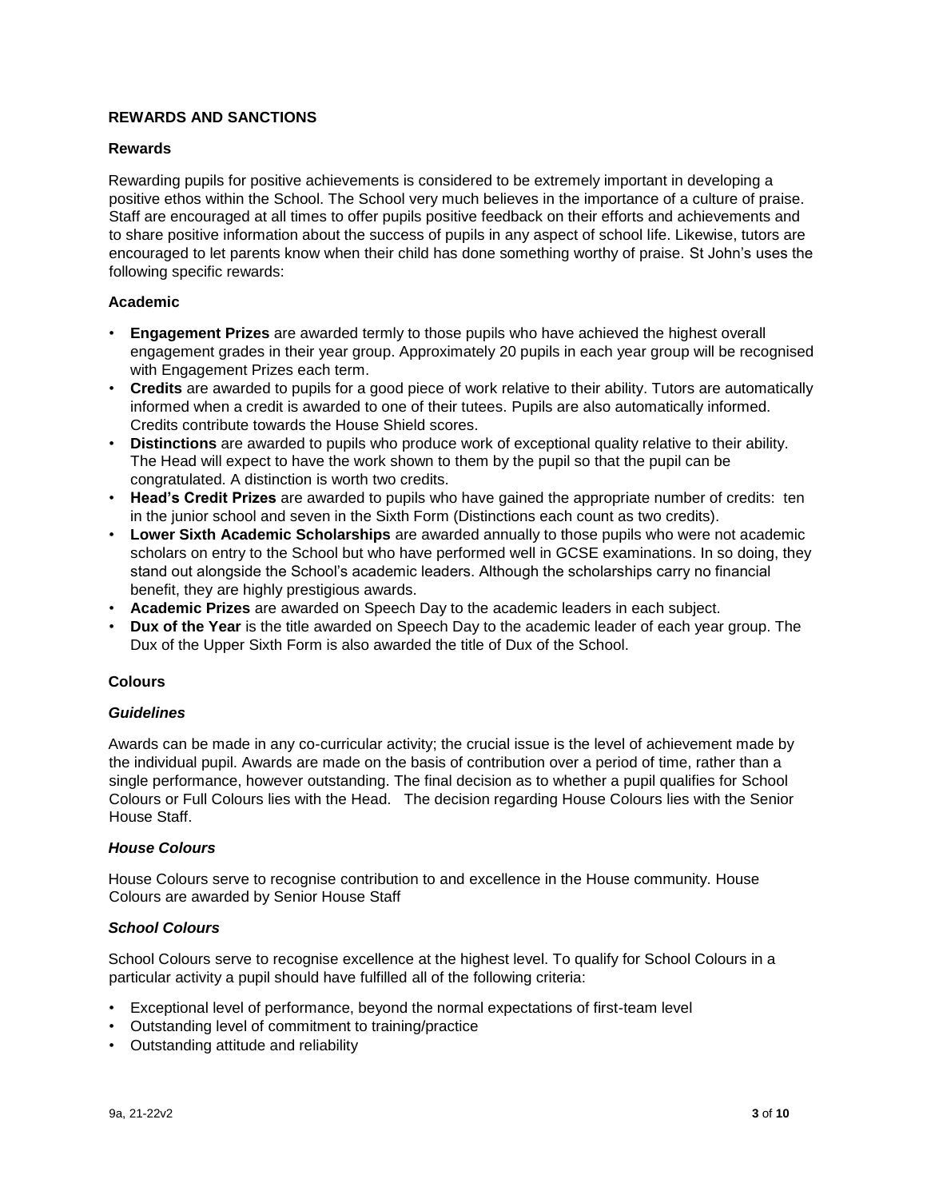## REWARDS AND SANCTIONS

### Rewards

Rewarding pupils for positive achievements is considered to be extremely important in developing a positive ethos within the School. The School very much believes in the importance of a culture of praise. Staff are encouraged at all times to offer pupils positive feedback on their efforts and achievements and to share positive information about the success of pupils in any aspect of school life. Likewise, tutors are encouraged to let parents know when their child has done something worthy of praise. St John's uses the following specific rewards:

### Academic

- **Engagement Prizes** are awarded termly to those pupils who have achieved the highest overall engagement grades in their year group. Approximately 20 pupils in each year group will be recognised with Engagement Prizes each term.
- **Credits** are awarded to pupils for a good piece of work relative to their ability. Tutors are automatically informed when a credit is awarded to one of their tutees. Pupils are also automatically informed. Credits contribute towards the House Shield scores.
- **Distinctions** are awarded to pupils who produce work of exceptional quality relative to their ability. The Head will expect to have the work shown to them by the pupil so that the pupil can be congratulated. A distinction is worth two credits.
- **Head's Credit Prizes** are awarded to pupils who have gained the appropriate number of credits: ten in the junior school and seven in the Sixth Form (Distinctions each count as two credits).
- **Lower Sixth Academic Scholarships** are awarded annually to those pupils who were not academic scholars on entry to the School but who have performed well in GCSE examinations. In so doing, they stand out alongside the School's academic leaders. Although the scholarships carry no financial benefit, they are highly prestigious awards.
- **Academic Prizes** are awarded on Speech Day to the academic leaders in each subject.
- **Dux of the Year** is the title awarded on Speech Day to the academic leader of each year group. The Dux of the Upper Sixth Form is also awarded the title of Dux of the School.

### Colours

#### *Guidelines*

Awards can be made in any co-curricular activity; the crucial issue is the level of achievement made by the individual pupil. Awards are made on the basis of contribution over a period of time, rather than a single performance, however outstanding. The final decision as to whether a pupil qualifies for School Colours or Full Colours lies with the Head. The decision regarding House Colours lies with the Senior House Staff.

#### *House Colours*

House Colours serve to recognise contribution to and excellence in the House community. House Colours are awarded by Senior House Staff

#### *School Colours*

School Colours serve to recognise excellence at the highest level. To qualify for School Colours in a particular activity a pupil should have fulfilled all of the following criteria:

- Exceptional level of performance, beyond the normal expectations of first-team level
- Outstanding level of commitment to training/practice
- Outstanding attitude and reliability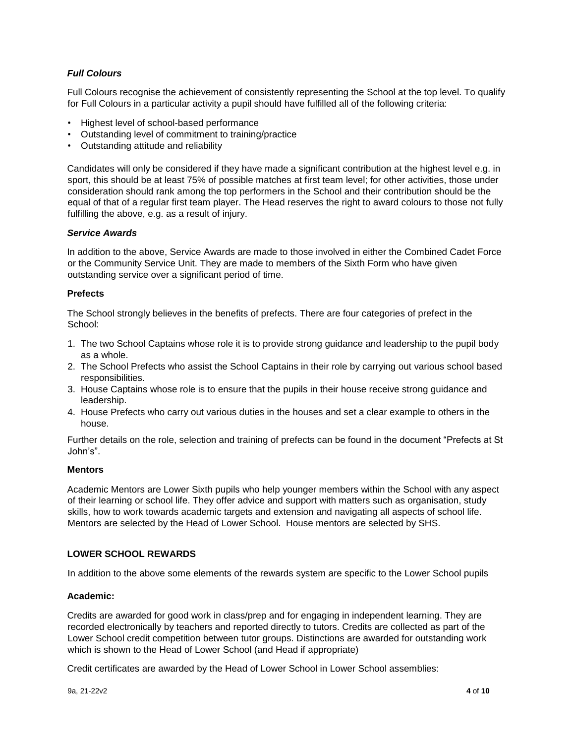### *Full Colours*

Full Colours recognise the achievement of consistently representing the School at the top level. To qualify for Full Colours in a particular activity a pupil should have fulfilled all of the following criteria:

- Highest level of school-based performance
- Outstanding level of commitment to training/practice
- Outstanding attitude and reliability

Candidates will only be considered if they have made a significant contribution at the highest level e.g. in sport, this should be at least 75% of possible matches at first team level; for other activities, those under consideration should rank among the top performers in the School and their contribution should be the equal of that of a regular first team player. The Head reserves the right to award colours to those not fully fulfilling the above, e.g. as a result of injury.

### *Service Awards*

In addition to the above, Service Awards are made to those involved in either the Combined Cadet Force or the Community Service Unit. They are made to members of the Sixth Form who have given outstanding service over a significant period of time.

### Prefects

The School strongly believes in the benefits of prefects. There are four categories of prefect in the School:

1. The two School Captains whose role it is to provide strong guidance and leadership to the pupil body as a whole.
2. The School Prefects who assist the School Captains in their role by carrying out various school based responsibilities.
3. House Captains whose role is to ensure that the pupils in their house receive strong guidance and leadership.
4. House Prefects who carry out various duties in the houses and set a clear example to others in the house.

Further details on the role, selection and training of prefects can be found in the document “Prefects at St John’s”.

### Mentors

Academic Mentors are Lower Sixth pupils who help younger members within the School with any aspect of their learning or school life. They offer advice and support with matters such as organisation, study skills, how to work towards academic targets and extension and navigating all aspects of school life. Mentors are selected by the Head of Lower School. House mentors are selected by SHS.

## LOWER SCHOOL REWARDS

In addition to the above some elements of the rewards system are specific to the Lower School pupils

### Academic:

Credits are awarded for good work in class/prep and for engaging in independent learning. They are recorded electronically by teachers and reported directly to tutors. Credits are collected as part of the Lower School credit competition between tutor groups. Distinctions are awarded for outstanding work which is shown to the Head of Lower School (and Head if appropriate)

Credit certificates are awarded by the Head of Lower School in Lower School assemblies: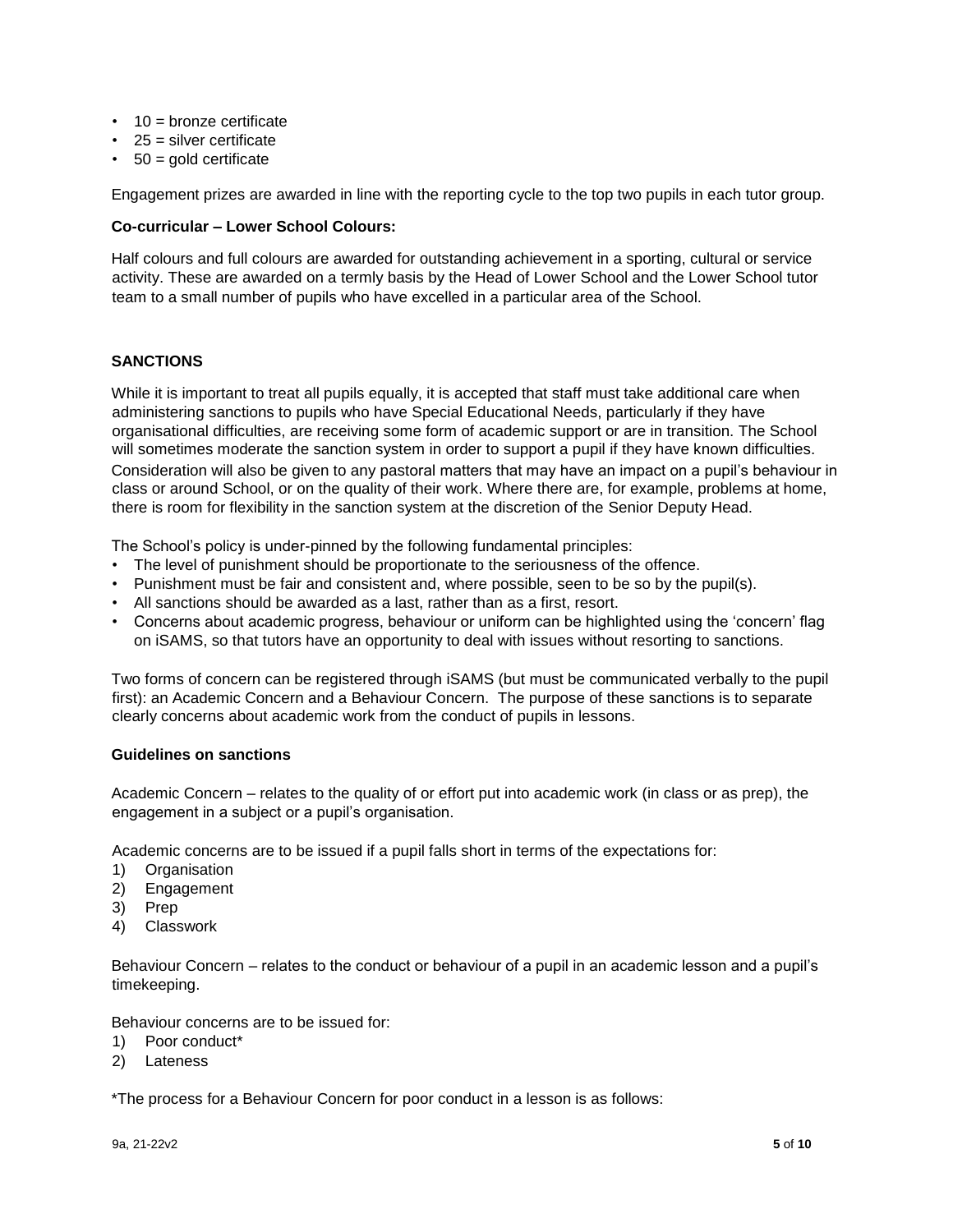- 10 = bronze certificate
- 25 = silver certificate
- 50 = gold certificate

Engagement prizes are awarded in line with the reporting cycle to the top two pupils in each tutor group.

**Co-curricular – Lower School Colours:**

Half colours and full colours are awarded for outstanding achievement in a sporting, cultural or service activity. These are awarded on a termly basis by the Head of Lower School and the Lower School tutor team to a small number of pupils who have excelled in a particular area of the School.

## SANCTIONS

While it is important to treat all pupils equally, it is accepted that staff must take additional care when administering sanctions to pupils who have Special Educational Needs, particularly if they have organisational difficulties, are receiving some form of academic support or are in transition. The School will sometimes moderate the sanction system in order to support a pupil if they have known difficulties. Consideration will also be given to any pastoral matters that may have an impact on a pupil's behaviour in class or around School, or on the quality of their work. Where there are, for example, problems at home, there is room for flexibility in the sanction system at the discretion of the Senior Deputy Head.

The School's policy is under-pinned by the following fundamental principles:

- The level of punishment should be proportionate to the seriousness of the offence.
- Punishment must be fair and consistent and, where possible, seen to be so by the pupil(s).
- All sanctions should be awarded as a last, rather than as a first, resort.
- Concerns about academic progress, behaviour or uniform can be highlighted using the 'concern' flag on iSAMS, so that tutors have an opportunity to deal with issues without resorting to sanctions.

Two forms of concern can be registered through iSAMS (but must be communicated verbally to the pupil first): an Academic Concern and a Behaviour Concern. The purpose of these sanctions is to separate clearly concerns about academic work from the conduct of pupils in lessons.

### Guidelines on sanctions

Academic Concern – relates to the quality of or effort put into academic work (in class or as prep), the engagement in a subject or a pupil's organisation.

Academic concerns are to be issued if a pupil falls short in terms of the expectations for:

1) Organisation
2) Engagement
3) Prep
4) Classwork

Behaviour Concern – relates to the conduct or behaviour of a pupil in an academic lesson and a pupil's timekeeping.

Behaviour concerns are to be issued for:

1) Poor conduct*
2) Lateness

*The process for a Behaviour Concern for poor conduct in a lesson is as follows: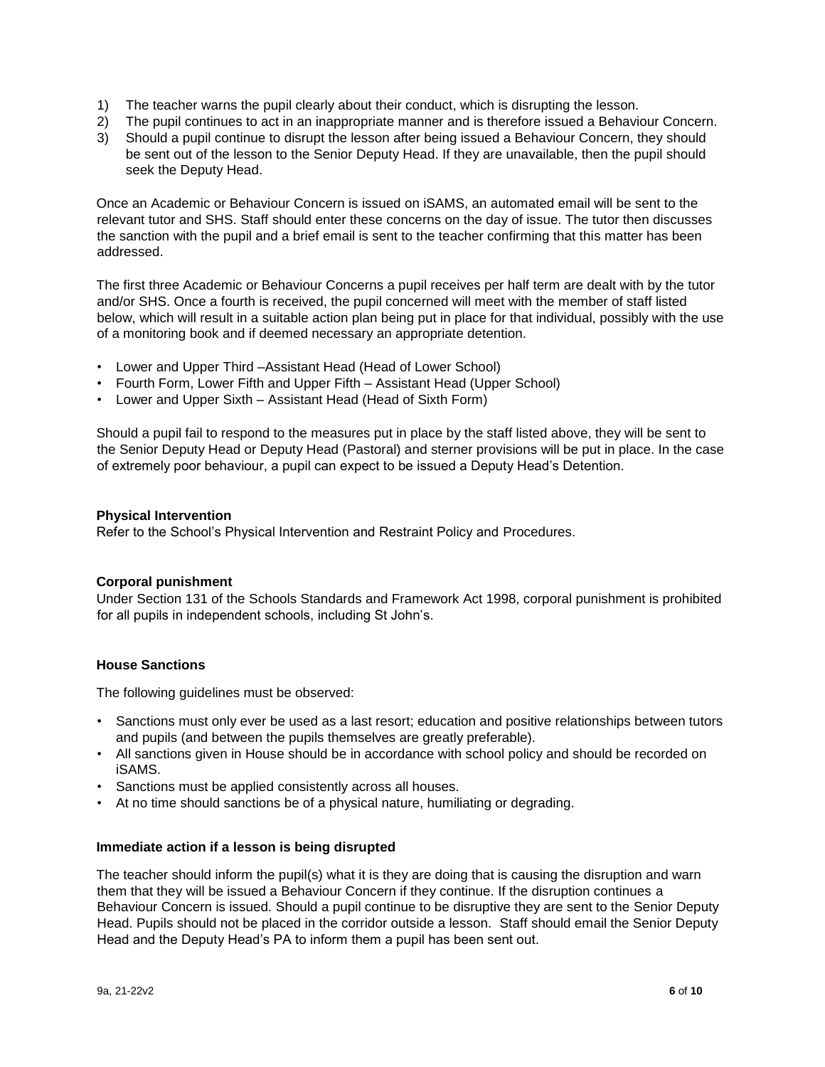1) The teacher warns the pupil clearly about their conduct, which is disrupting the lesson.
2) The pupil continues to act in an inappropriate manner and is therefore issued a Behaviour Concern.
3) Should a pupil continue to disrupt the lesson after being issued a Behaviour Concern, they should be sent out of the lesson to the Senior Deputy Head. If they are unavailable, then the pupil should seek the Deputy Head.

Once an Academic or Behaviour Concern is issued on iSAMS, an automated email will be sent to the relevant tutor and SHS. Staff should enter these concerns on the day of issue. The tutor then discusses the sanction with the pupil and a brief email is sent to the teacher confirming that this matter has been addressed.

The first three Academic or Behaviour Concerns a pupil receives per half term are dealt with by the tutor and/or SHS. Once a fourth is received, the pupil concerned will meet with the member of staff listed below, which will result in a suitable action plan being put in place for that individual, possibly with the use of a monitoring book and if deemed necessary an appropriate detention.

- Lower and Upper Third –Assistant Head (Head of Lower School)
- Fourth Form, Lower Fifth and Upper Fifth – Assistant Head (Upper School)
- Lower and Upper Sixth – Assistant Head (Head of Sixth Form)

Should a pupil fail to respond to the measures put in place by the staff listed above, they will be sent to the Senior Deputy Head or Deputy Head (Pastoral) and sterner provisions will be put in place. In the case of extremely poor behaviour, a pupil can expect to be issued a Deputy Head's Detention.

**Physical Intervention**

Refer to the School's Physical Intervention and Restraint Policy and Procedures.

**Corporal punishment**

Under Section 131 of the Schools Standards and Framework Act 1998, corporal punishment is prohibited for all pupils in independent schools, including St John's.

**House Sanctions**

The following guidelines must be observed:

- Sanctions must only ever be used as a last resort; education and positive relationships between tutors and pupils (and between the pupils themselves are greatly preferable).
- All sanctions given in House should be in accordance with school policy and should be recorded on iSAMS.
- Sanctions must be applied consistently across all houses.
- At no time should sanctions be of a physical nature, humiliating or degrading.

**Immediate action if a lesson is being disrupted**

The teacher should inform the pupil(s) what it is they are doing that is causing the disruption and warn them that they will be issued a Behaviour Concern if they continue. If the disruption continues a Behaviour Concern is issued. Should a pupil continue to be disruptive they are sent to the Senior Deputy Head. Pupils should not be placed in the corridor outside a lesson. Staff should email the Senior Deputy Head and the Deputy Head's PA to inform them a pupil has been sent out.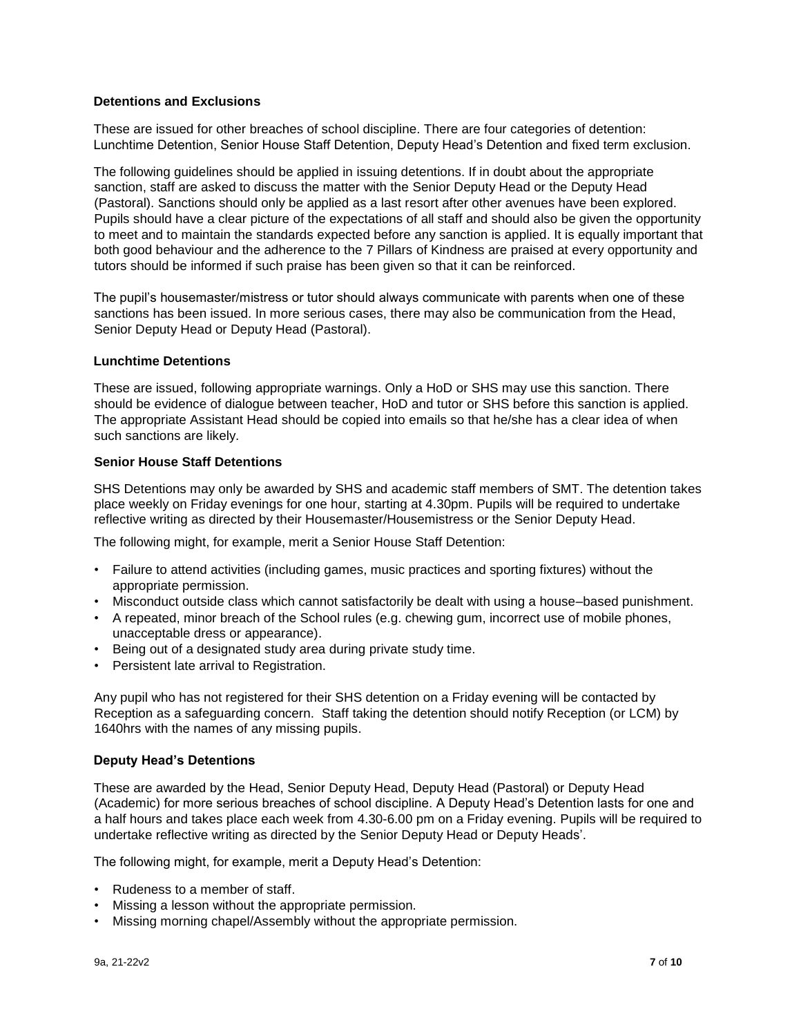### Detentions and Exclusions

These are issued for other breaches of school discipline. There are four categories of detention: Lunchtime Detention, Senior House Staff Detention, Deputy Head's Detention and fixed term exclusion.

The following guidelines should be applied in issuing detentions. If in doubt about the appropriate sanction, staff are asked to discuss the matter with the Senior Deputy Head or the Deputy Head (Pastoral). Sanctions should only be applied as a last resort after other avenues have been explored. Pupils should have a clear picture of the expectations of all staff and should also be given the opportunity to meet and to maintain the standards expected before any sanction is applied. It is equally important that both good behaviour and the adherence to the 7 Pillars of Kindness are praised at every opportunity and tutors should be informed if such praise has been given so that it can be reinforced.

The pupil's housemaster/mistress or tutor should always communicate with parents when one of these sanctions has been issued. In more serious cases, there may also be communication from the Head, Senior Deputy Head or Deputy Head (Pastoral).

### Lunchtime Detentions

These are issued, following appropriate warnings. Only a HoD or SHS may use this sanction. There should be evidence of dialogue between teacher, HoD and tutor or SHS before this sanction is applied. The appropriate Assistant Head should be copied into emails so that he/she has a clear idea of when such sanctions are likely.

### Senior House Staff Detentions

SHS Detentions may only be awarded by SHS and academic staff members of SMT. The detention takes place weekly on Friday evenings for one hour, starting at 4.30pm. Pupils will be required to undertake reflective writing as directed by their Housemaster/Housemistress or the Senior Deputy Head.

The following might, for example, merit a Senior House Staff Detention:

- Failure to attend activities (including games, music practices and sporting fixtures) without the appropriate permission.
- Misconduct outside class which cannot satisfactorily be dealt with using a house–based punishment.
- A repeated, minor breach of the School rules (e.g. chewing gum, incorrect use of mobile phones, unacceptable dress or appearance).
- Being out of a designated study area during private study time.
- Persistent late arrival to Registration.

Any pupil who has not registered for their SHS detention on a Friday evening will be contacted by Reception as a safeguarding concern. Staff taking the detention should notify Reception (or LCM) by 1640hrs with the names of any missing pupils.

### Deputy Head's Detentions

These are awarded by the Head, Senior Deputy Head, Deputy Head (Pastoral) or Deputy Head (Academic) for more serious breaches of school discipline. A Deputy Head's Detention lasts for one and a half hours and takes place each week from 4.30-6.00 pm on a Friday evening. Pupils will be required to undertake reflective writing as directed by the Senior Deputy Head or Deputy Heads'.

The following might, for example, merit a Deputy Head's Detention:

- Rudeness to a member of staff.
- Missing a lesson without the appropriate permission.
- Missing morning chapel/Assembly without the appropriate permission.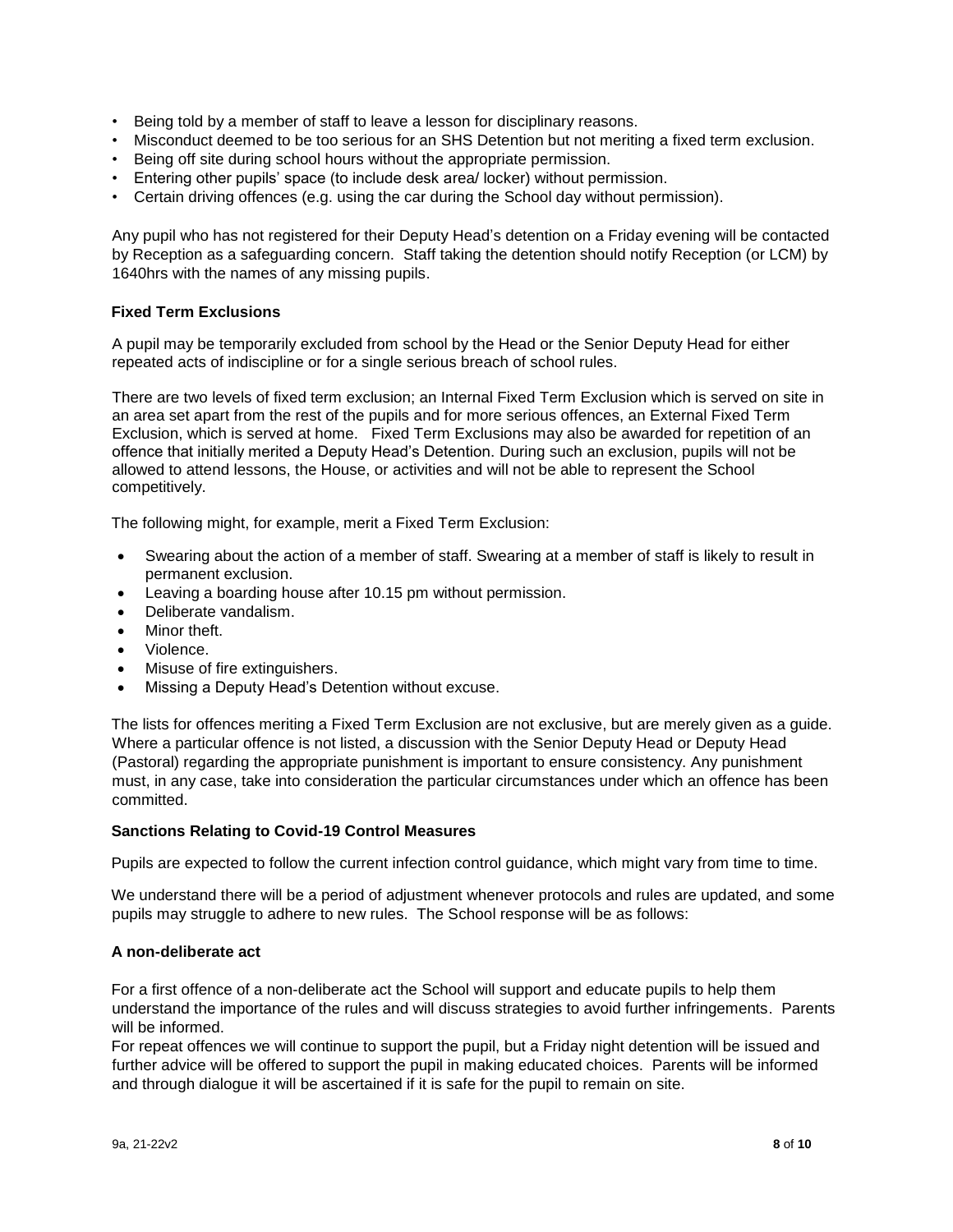- Being told by a member of staff to leave a lesson for disciplinary reasons.
- Misconduct deemed to be too serious for an SHS Detention but not meriting a fixed term exclusion.
- Being off site during school hours without the appropriate permission.
- Entering other pupils' space (to include desk area/ locker) without permission.
- Certain driving offences (e.g. using the car during the School day without permission).

Any pupil who has not registered for their Deputy Head's detention on a Friday evening will be contacted by Reception as a safeguarding concern. Staff taking the detention should notify Reception (or LCM) by 1640hrs with the names of any missing pupils.

**Fixed Term Exclusions**

A pupil may be temporarily excluded from school by the Head or the Senior Deputy Head for either repeated acts of indiscipline or for a single serious breach of school rules.

There are two levels of fixed term exclusion; an Internal Fixed Term Exclusion which is served on site in an area set apart from the rest of the pupils and for more serious offences, an External Fixed Term Exclusion, which is served at home. Fixed Term Exclusions may also be awarded for repetition of an offence that initially merited a Deputy Head's Detention. During such an exclusion, pupils will not be allowed to attend lessons, the House, or activities and will not be able to represent the School competitively.

The following might, for example, merit a Fixed Term Exclusion:

- Swearing about the action of a member of staff. Swearing at a member of staff is likely to result in permanent exclusion.
- Leaving a boarding house after 10.15 pm without permission.
- Deliberate vandalism.
- Minor theft.
- Violence.
- Misuse of fire extinguishers.
- Missing a Deputy Head's Detention without excuse.

The lists for offences meriting a Fixed Term Exclusion are not exclusive, but are merely given as a guide. Where a particular offence is not listed, a discussion with the Senior Deputy Head or Deputy Head (Pastoral) regarding the appropriate punishment is important to ensure consistency. Any punishment must, in any case, take into consideration the particular circumstances under which an offence has been committed.

**Sanctions Relating to Covid-19 Control Measures**

Pupils are expected to follow the current infection control guidance, which might vary from time to time.

We understand there will be a period of adjustment whenever protocols and rules are updated, and some pupils may struggle to adhere to new rules. The School response will be as follows:

**A non-deliberate act**

For a first offence of a non-deliberate act the School will support and educate pupils to help them understand the importance of the rules and will discuss strategies to avoid further infringements. Parents will be informed.

For repeat offences we will continue to support the pupil, but a Friday night detention will be issued and further advice will be offered to support the pupil in making educated choices. Parents will be informed and through dialogue it will be ascertained if it is safe for the pupil to remain on site.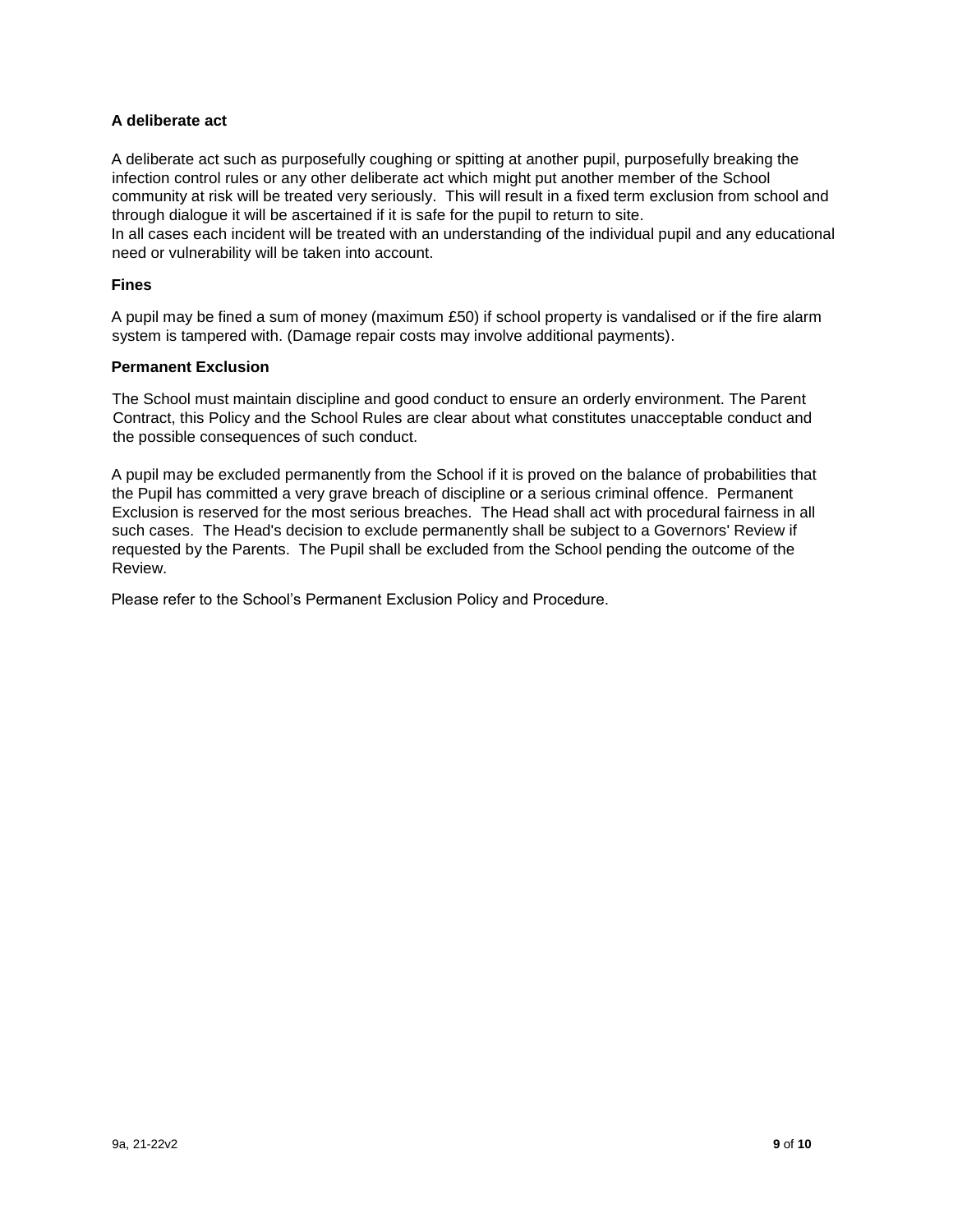### A deliberate act

A deliberate act such as purposefully coughing or spitting at another pupil, purposefully breaking the infection control rules or any other deliberate act which might put another member of the School community at risk will be treated very seriously. This will result in a fixed term exclusion from school and through dialogue it will be ascertained if it is safe for the pupil to return to site.
In all cases each incident will be treated with an understanding of the individual pupil and any educational need or vulnerability will be taken into account.

### Fines

A pupil may be fined a sum of money (maximum £50) if school property is vandalised or if the fire alarm system is tampered with. (Damage repair costs may involve additional payments).

### Permanent Exclusion

The School must maintain discipline and good conduct to ensure an orderly environment. The Parent Contract, this Policy and the School Rules are clear about what constitutes unacceptable conduct and the possible consequences of such conduct.

A pupil may be excluded permanently from the School if it is proved on the balance of probabilities that the Pupil has committed a very grave breach of discipline or a serious criminal offence. Permanent Exclusion is reserved for the most serious breaches. The Head shall act with procedural fairness in all such cases. The Head's decision to exclude permanently shall be subject to a Governors' Review if requested by the Parents. The Pupil shall be excluded from the School pending the outcome of the Review.

Please refer to the School's Permanent Exclusion Policy and Procedure.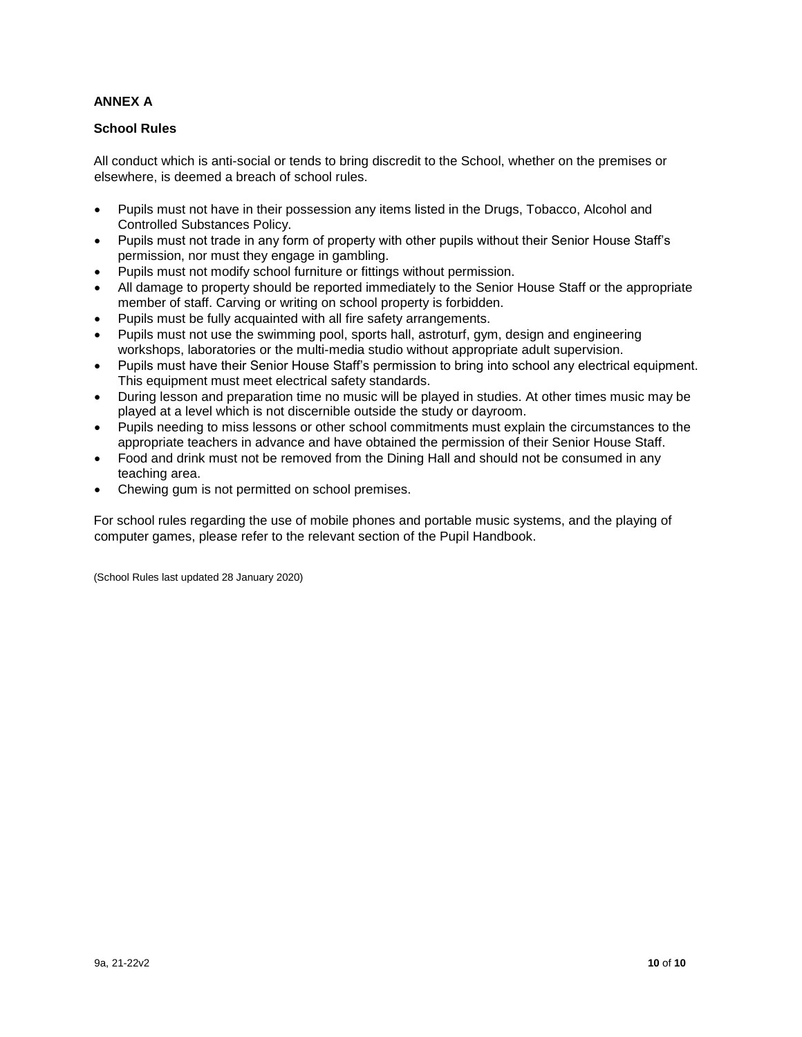**ANNEX A**

**School Rules**

All conduct which is anti-social or tends to bring discredit to the School, whether on the premises or elsewhere, is deemed a breach of school rules.

- Pupils must not have in their possession any items listed in the Drugs, Tobacco, Alcohol and Controlled Substances Policy.
- Pupils must not trade in any form of property with other pupils without their Senior House Staff's permission, nor must they engage in gambling.
- Pupils must not modify school furniture or fittings without permission.
- All damage to property should be reported immediately to the Senior House Staff or the appropriate member of staff. Carving or writing on school property is forbidden.
- Pupils must be fully acquainted with all fire safety arrangements.
- Pupils must not use the swimming pool, sports hall, astroturf, gym, design and engineering workshops, laboratories or the multi-media studio without appropriate adult supervision.
- Pupils must have their Senior House Staff's permission to bring into school any electrical equipment. This equipment must meet electrical safety standards.
- During lesson and preparation time no music will be played in studies. At other times music may be played at a level which is not discernible outside the study or dayroom.
- Pupils needing to miss lessons or other school commitments must explain the circumstances to the appropriate teachers in advance and have obtained the permission of their Senior House Staff.
- Food and drink must not be removed from the Dining Hall and should not be consumed in any teaching area.
- Chewing gum is not permitted on school premises.

For school rules regarding the use of mobile phones and portable music systems, and the playing of computer games, please refer to the relevant section of the Pupil Handbook.

(School Rules last updated 28 January 2020)